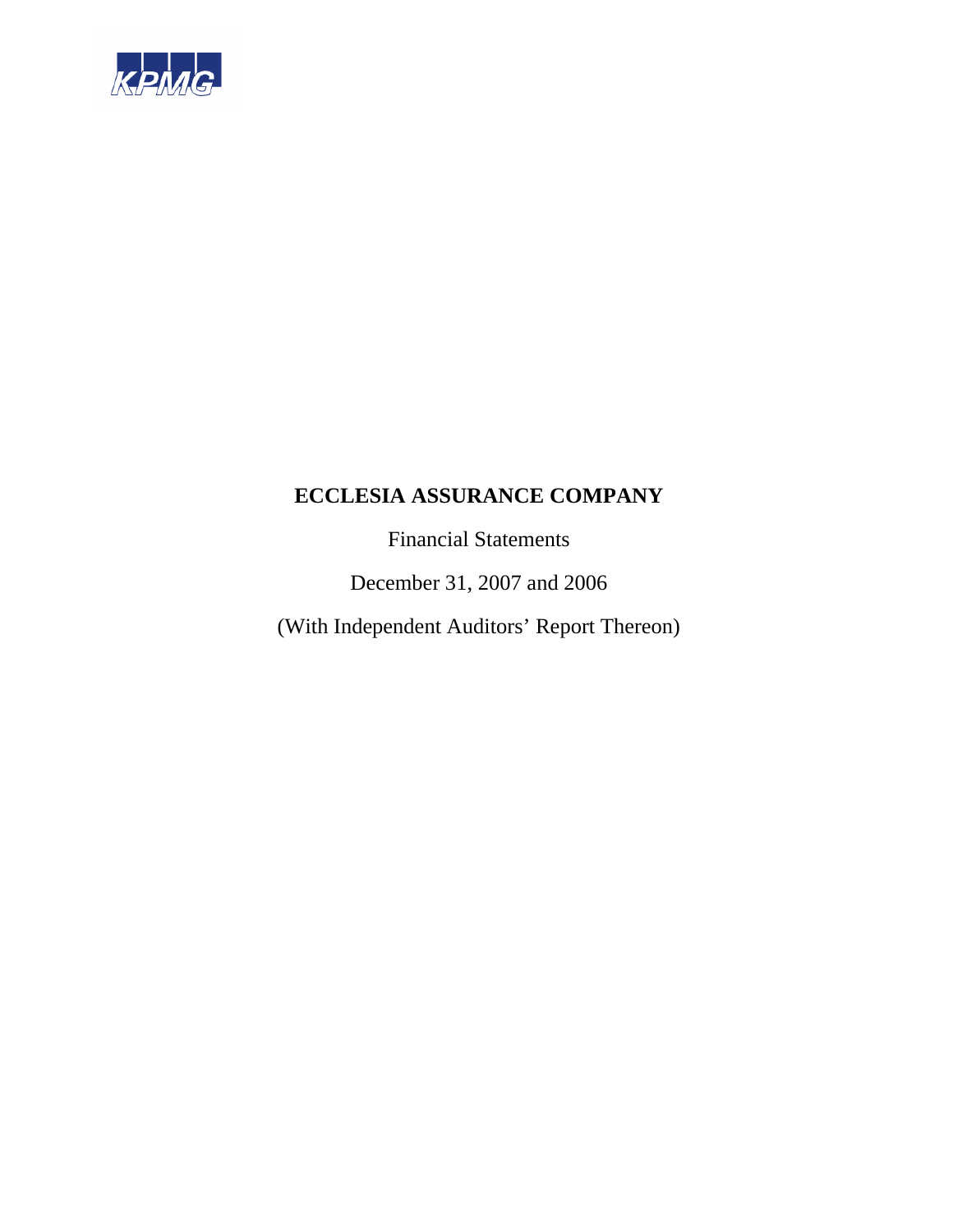KPMG

# ECCLESIA ASSURANCE COMPANY

Financial Statements

December 31, 2007 and 2006

(With Independent Auditors' Report Thereon)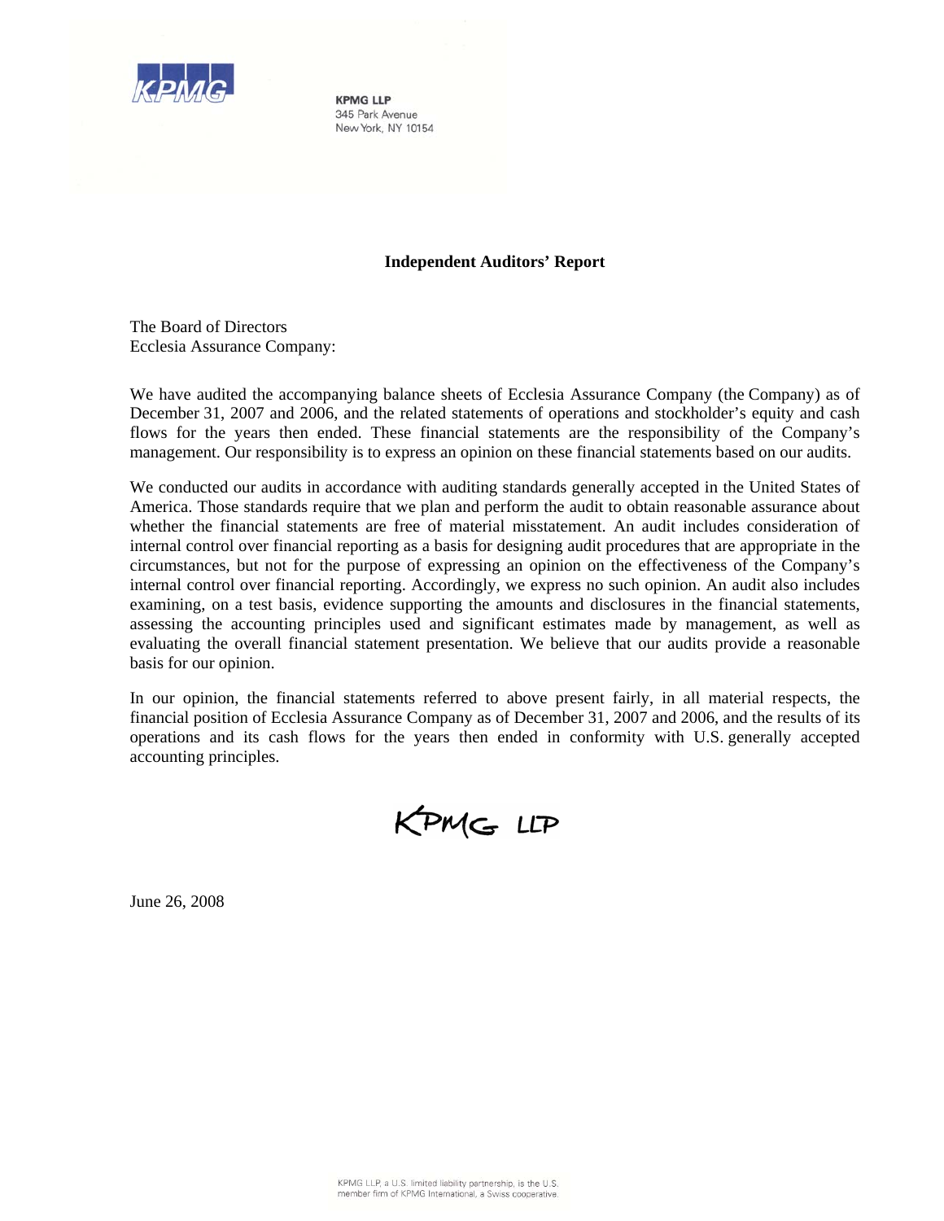KPMG LLP
345 Park Avenue
New York, NY 10154

## Independent Auditors' Report

The Board of Directors
Ecclesia Assurance Company:

We have audited the accompanying balance sheets of Ecclesia Assurance Company (the Company) as of December 31, 2007 and 2006, and the related statements of operations and stockholder's equity and cash flows for the years then ended. These financial statements are the responsibility of the Company's management. Our responsibility is to express an opinion on these financial statements based on our audits.

We conducted our audits in accordance with auditing standards generally accepted in the United States of America. Those standards require that we plan and perform the audit to obtain reasonable assurance about whether the financial statements are free of material misstatement. An audit includes consideration of internal control over financial reporting as a basis for designing audit procedures that are appropriate in the circumstances, but not for the purpose of expressing an opinion on the effectiveness of the Company's internal control over financial reporting. Accordingly, we express no such opinion. An audit also includes examining, on a test basis, evidence supporting the amounts and disclosures in the financial statements, assessing the accounting principles used and significant estimates made by management, as well as evaluating the overall financial statement presentation. We believe that our audits provide a reasonable basis for our opinion.

In our opinion, the financial statements referred to above present fairly, in all material respects, the financial position of Ecclesia Assurance Company as of December 31, 2007 and 2006, and the results of its operations and its cash flows for the years then ended in conformity with U.S. generally accepted accounting principles.

KPMG LLP

June 26, 2008

KPMG LLP, a U.S. limited liability partnership, is the U.S. member firm of KPMG International, a Swiss cooperative.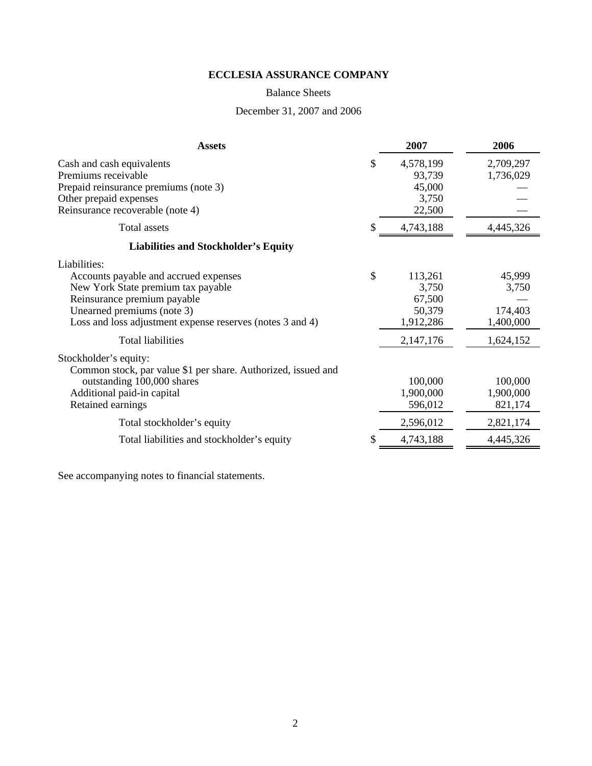# ECCLESIA ASSURANCE COMPANY

Balance Sheets

December 31, 2007 and 2006

| **Assets** | | **2007** | **2006** |
|---|---|---|---|
| Cash and cash equivalents | $ | 4,578,199 | 2,709,297 |
| Premiums receivable | | 93,739 | 1,736,029 |
| Prepaid reinsurance premiums (note 3) | | 45,000 | — |
| Other prepaid expenses | | 3,750 | — |
| Reinsurance recoverable (note 4) | | 22,500 | — |
| Total assets | $ | 4,743,188 | 4,445,326 |
| **Liabilities and Stockholder's Equity** | | | |
| Liabilities: | | | |
| Accounts payable and accrued expenses | $ | 113,261 | 45,999 |
| New York State premium tax payable | | 3,750 | 3,750 |
| Reinsurance premium payable | | 67,500 | — |
| Unearned premiums (note 3) | | 50,379 | 174,403 |
| Loss and loss adjustment expense reserves (notes 3 and 4) | | 1,912,286 | 1,400,000 |
| Total liabilities | | 2,147,176 | 1,624,152 |
| Stockholder's equity: | | | |
| Common stock, par value $1 per share. Authorized, issued and outstanding 100,000 shares | | 100,000 | 100,000 |
| Additional paid-in capital | | 1,900,000 | 1,900,000 |
| Retained earnings | | 596,012 | 821,174 |
| Total stockholder's equity | | 2,596,012 | 2,821,174 |
| Total liabilities and stockholder's equity | $ | 4,743,188 | 4,445,326 |

See accompanying notes to financial statements.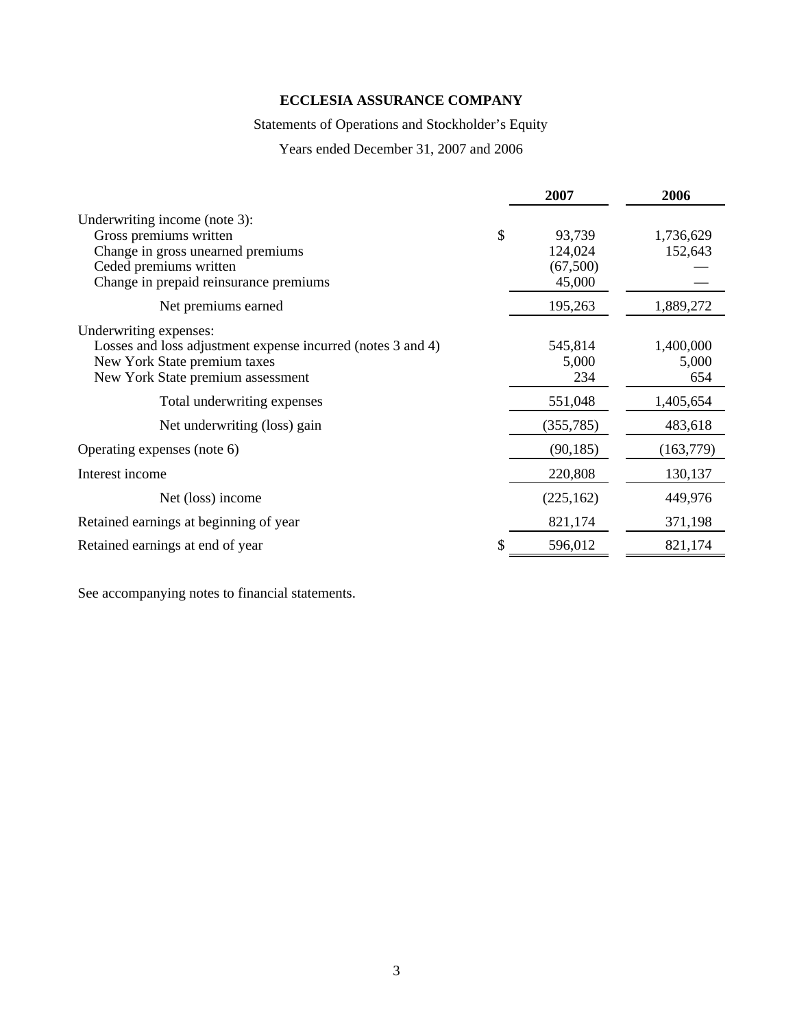# ECCLESIA ASSURANCE COMPANY

Statements of Operations and Stockholder's Equity

Years ended December 31, 2007 and 2006

| | | 2007 | 2006 |
|---|---|---|---|
| Underwriting income (note 3): | | | |
| Gross premiums written | $ | 93,739 | 1,736,629 |
| Change in gross unearned premiums | | 124,024 | 152,643 |
| Ceded premiums written | | (67,500) | — |
| Change in prepaid reinsurance premiums | | 45,000 | — |
| Net premiums earned | | 195,263 | 1,889,272 |
| Underwriting expenses: | | | |
| Losses and loss adjustment expense incurred (notes 3 and 4) | | 545,814 | 1,400,000 |
| New York State premium taxes | | 5,000 | 5,000 |
| New York State premium assessment | | 234 | 654 |
| Total underwriting expenses | | 551,048 | 1,405,654 |
| Net underwriting (loss) gain | | (355,785) | 483,618 |
| Operating expenses (note 6) | | (90,185) | (163,779) |
| Interest income | | 220,808 | 130,137 |
| Net (loss) income | | (225,162) | 449,976 |
| Retained earnings at beginning of year | | 821,174 | 371,198 |
| Retained earnings at end of year | $ | 596,012 | 821,174 |

See accompanying notes to financial statements.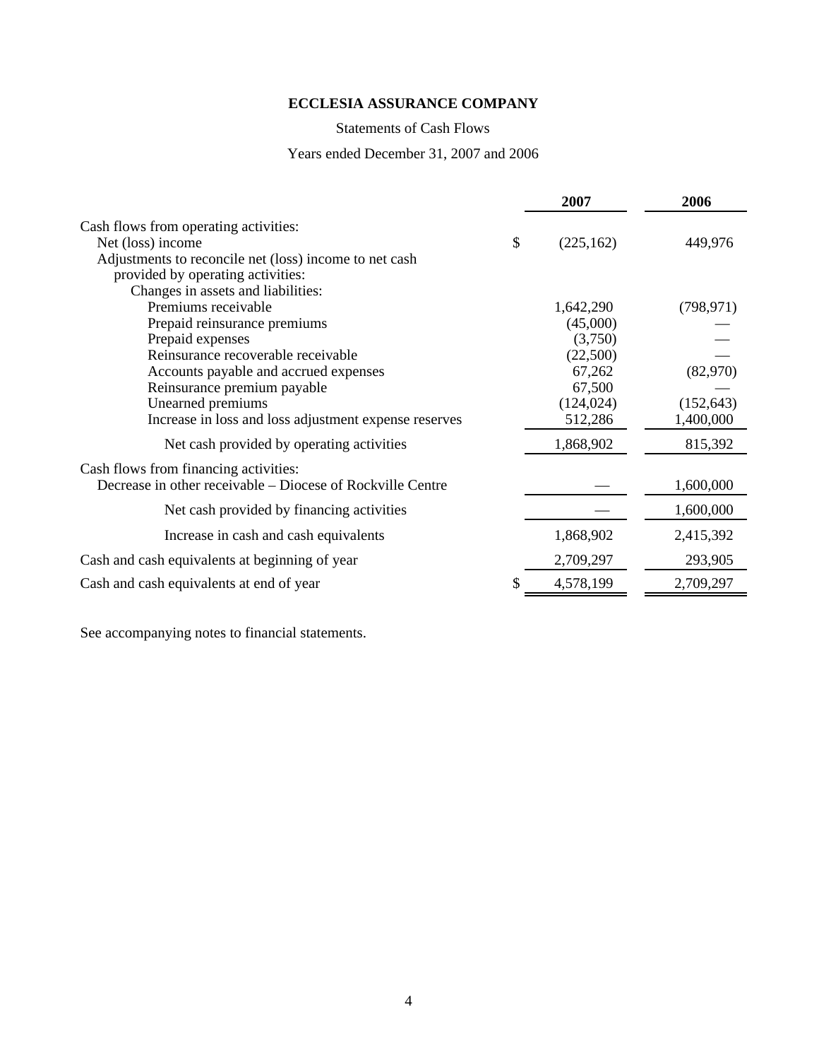**ECCLESIA ASSURANCE COMPANY**

Statements of Cash Flows

Years ended December 31, 2007 and 2006

| | 2007 | 2006 |
|---|---|---|
| Cash flows from operating activities: | | |
| Net (loss) income | $ (225,162) | 449,976 |
| Adjustments to reconcile net (loss) income to net cash provided by operating activities: | | |
| Changes in assets and liabilities: | | |
| Premiums receivable | 1,642,290 | (798,971) |
| Prepaid reinsurance premiums | (45,000) | — |
| Prepaid expenses | (3,750) | — |
| Reinsurance recoverable receivable | (22,500) | — |
| Accounts payable and accrued expenses | 67,262 | (82,970) |
| Reinsurance premium payable | 67,500 | — |
| Unearned premiums | (124,024) | (152,643) |
| Increase in loss and loss adjustment expense reserves | 512,286 | 1,400,000 |
| Net cash provided by operating activities | 1,868,902 | 815,392 |
| Cash flows from financing activities: | | |
| Decrease in other receivable – Diocese of Rockville Centre | — | 1,600,000 |
| Net cash provided by financing activities | — | 1,600,000 |
| Increase in cash and cash equivalents | 1,868,902 | 2,415,392 |
| Cash and cash equivalents at beginning of year | 2,709,297 | 293,905 |
| Cash and cash equivalents at end of year | $ 4,578,199 | 2,709,297 |

See accompanying notes to financial statements.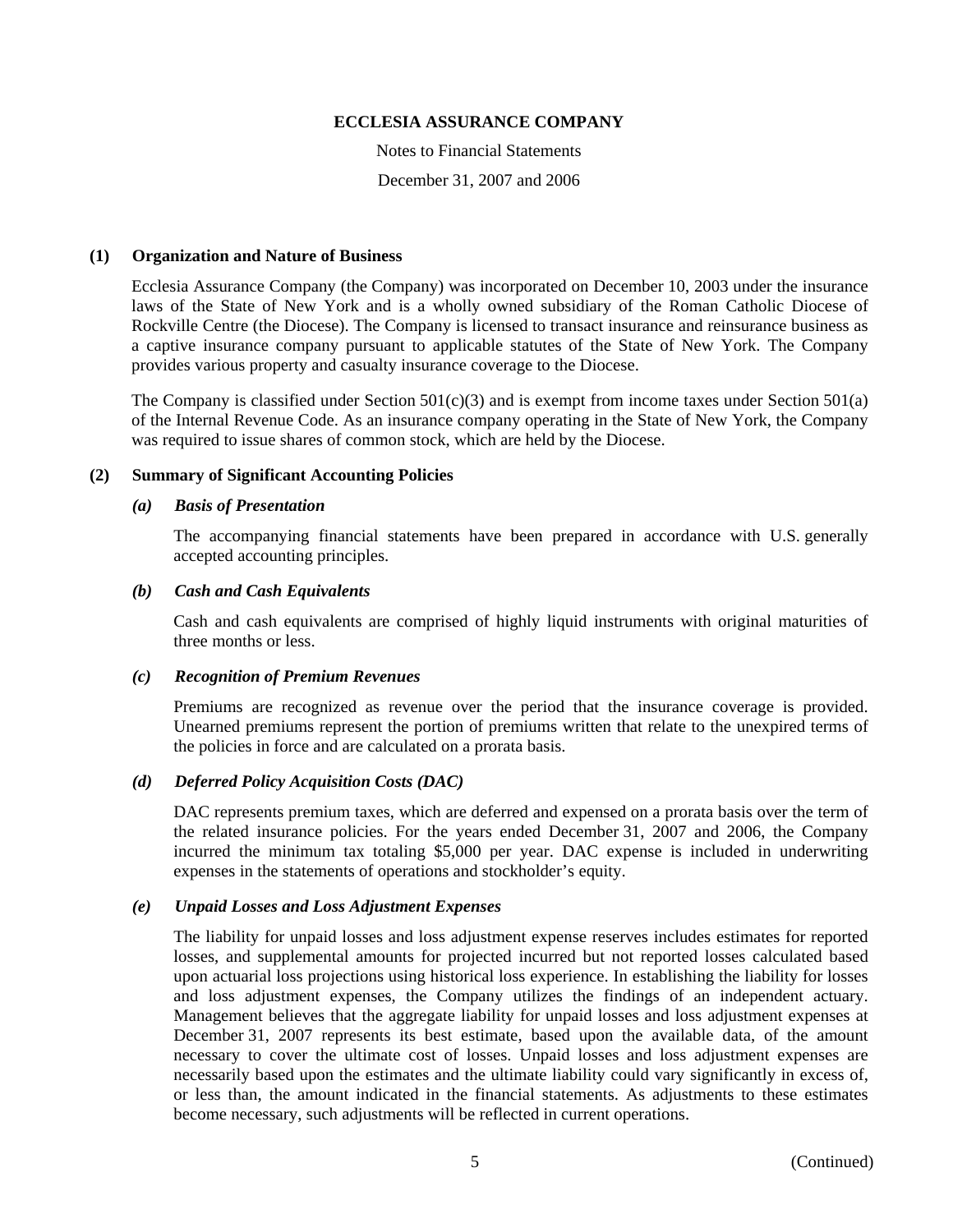# ECCLESIA ASSURANCE COMPANY

Notes to Financial Statements

December 31, 2007 and 2006

## (1) Organization and Nature of Business

Ecclesia Assurance Company (the Company) was incorporated on December 10, 2003 under the insurance laws of the State of New York and is a wholly owned subsidiary of the Roman Catholic Diocese of Rockville Centre (the Diocese). The Company is licensed to transact insurance and reinsurance business as a captive insurance company pursuant to applicable statutes of the State of New York. The Company provides various property and casualty insurance coverage to the Diocese.

The Company is classified under Section 501(c)(3) and is exempt from income taxes under Section 501(a) of the Internal Revenue Code. As an insurance company operating in the State of New York, the Company was required to issue shares of common stock, which are held by the Diocese.

## (2) Summary of Significant Accounting Policies

### *(a) Basis of Presentation*

The accompanying financial statements have been prepared in accordance with U.S. generally accepted accounting principles.

### *(b) Cash and Cash Equivalents*

Cash and cash equivalents are comprised of highly liquid instruments with original maturities of three months or less.

### *(c) Recognition of Premium Revenues*

Premiums are recognized as revenue over the period that the insurance coverage is provided. Unearned premiums represent the portion of premiums written that relate to the unexpired terms of the policies in force and are calculated on a prorata basis.

### *(d) Deferred Policy Acquisition Costs (DAC)*

DAC represents premium taxes, which are deferred and expensed on a prorata basis over the term of the related insurance policies. For the years ended December 31, 2007 and 2006, the Company incurred the minimum tax totaling $5,000 per year. DAC expense is included in underwriting expenses in the statements of operations and stockholder's equity.

### *(e) Unpaid Losses and Loss Adjustment Expenses*

The liability for unpaid losses and loss adjustment expense reserves includes estimates for reported losses, and supplemental amounts for projected incurred but not reported losses calculated based upon actuarial loss projections using historical loss experience. In establishing the liability for losses and loss adjustment expenses, the Company utilizes the findings of an independent actuary. Management believes that the aggregate liability for unpaid losses and loss adjustment expenses at December 31, 2007 represents its best estimate, based upon the available data, of the amount necessary to cover the ultimate cost of losses. Unpaid losses and loss adjustment expenses are necessarily based upon the estimates and the ultimate liability could vary significantly in excess of, or less than, the amount indicated in the financial statements. As adjustments to these estimates become necessary, such adjustments will be reflected in current operations.

(Continued)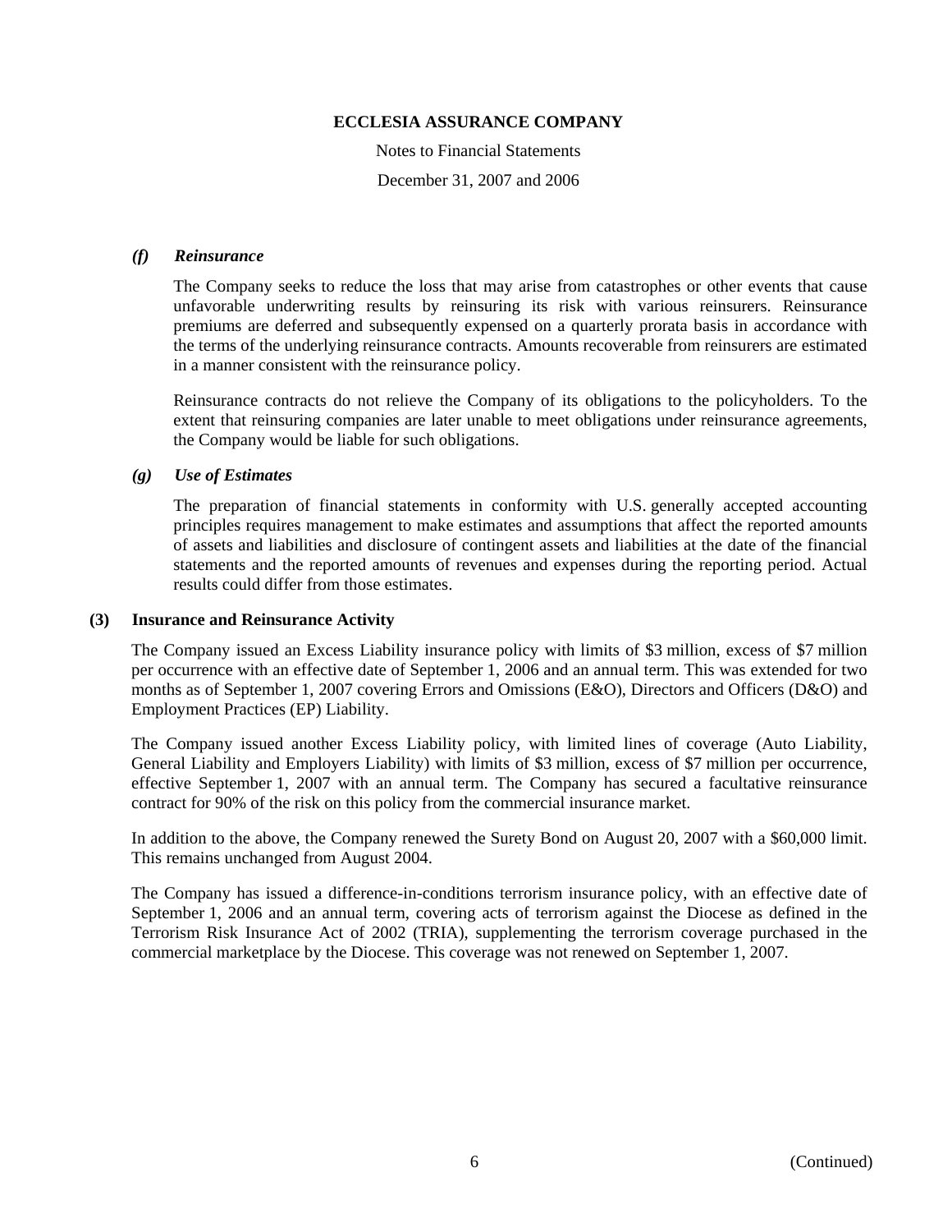#### *(f) Reinsurance*

The Company seeks to reduce the loss that may arise from catastrophes or other events that cause unfavorable underwriting results by reinsuring its risk with various reinsurers. Reinsurance premiums are deferred and subsequently expensed on a quarterly prorata basis in accordance with the terms of the underlying reinsurance contracts. Amounts recoverable from reinsurers are estimated in a manner consistent with the reinsurance policy.

Reinsurance contracts do not relieve the Company of its obligations to the policyholders. To the extent that reinsuring companies are later unable to meet obligations under reinsurance agreements, the Company would be liable for such obligations.

#### *(g) Use of Estimates*

The preparation of financial statements in conformity with U.S. generally accepted accounting principles requires management to make estimates and assumptions that affect the reported amounts of assets and liabilities and disclosure of contingent assets and liabilities at the date of the financial statements and the reported amounts of revenues and expenses during the reporting period. Actual results could differ from those estimates.

### (3) Insurance and Reinsurance Activity

The Company issued an Excess Liability insurance policy with limits of $3 million, excess of $7 million per occurrence with an effective date of September 1, 2006 and an annual term. This was extended for two months as of September 1, 2007 covering Errors and Omissions (E&O), Directors and Officers (D&O) and Employment Practices (EP) Liability.

The Company issued another Excess Liability policy, with limited lines of coverage (Auto Liability, General Liability and Employers Liability) with limits of $3 million, excess of $7 million per occurrence, effective September 1, 2007 with an annual term. The Company has secured a facultative reinsurance contract for 90% of the risk on this policy from the commercial insurance market.

In addition to the above, the Company renewed the Surety Bond on August 20, 2007 with a $60,000 limit. This remains unchanged from August 2004.

The Company has issued a difference-in-conditions terrorism insurance policy, with an effective date of September 1, 2006 and an annual term, covering acts of terrorism against the Diocese as defined in the Terrorism Risk Insurance Act of 2002 (TRIA), supplementing the terrorism coverage purchased in the commercial marketplace by the Diocese. This coverage was not renewed on September 1, 2007.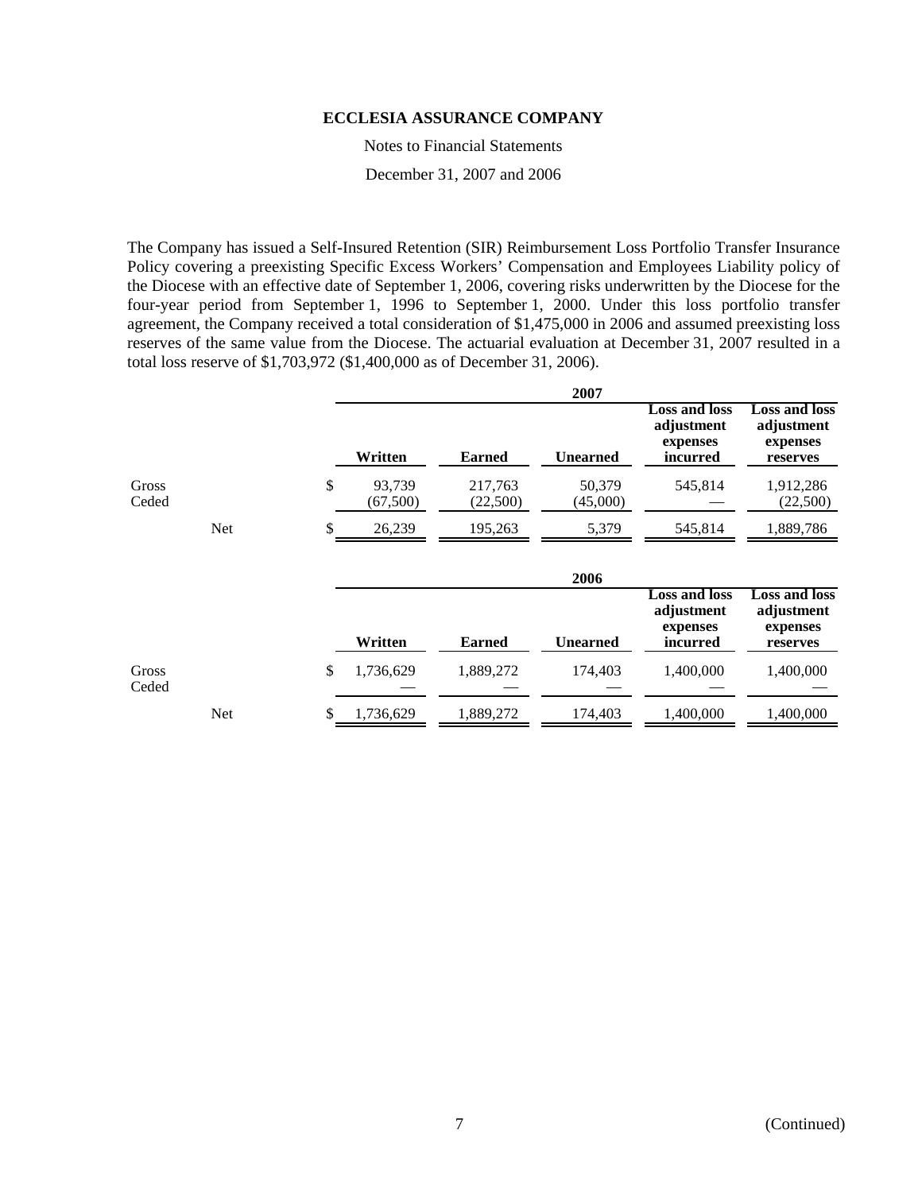**ECCLESIA ASSURANCE COMPANY**

Notes to Financial Statements

December 31, 2007 and 2006

The Company has issued a Self-Insured Retention (SIR) Reimbursement Loss Portfolio Transfer Insurance Policy covering a preexisting Specific Excess Workers' Compensation and Employees Liability policy of the Diocese with an effective date of September 1, 2006, covering risks underwritten by the Diocese for the four-year period from September 1, 1996 to September 1, 2000. Under this loss portfolio transfer agreement, the Company received a total consideration of $1,475,000 in 2006 and assumed preexisting loss reserves of the same value from the Diocese. The actuarial evaluation at December 31, 2007 resulted in a total loss reserve of $1,703,972 ($1,400,000 as of December 31, 2006).

| | 2007 | | | | |
|---|---|---|---|---|---|
| | Written | Earned | Unearned | Loss and loss adjustment expenses incurred | Loss and loss adjustment expenses reserves |
| Gross | $ 93,739 | 217,763 | 50,379 | 545,814 | 1,912,286 |
| Ceded | (67,500) | (22,500) | (45,000) | — | (22,500) |
| Net | $ 26,239 | 195,263 | 5,379 | 545,814 | 1,889,786 |

| | 2006 | | | | |
|---|---|---|---|---|---|
| | Written | Earned | Unearned | Loss and loss adjustment expenses incurred | Loss and loss adjustment expenses reserves |
| Gross | $ 1,736,629 | 1,889,272 | 174,403 | 1,400,000 | 1,400,000 |
| Ceded | — | — | — | — | — |
| Net | $ 1,736,629 | 1,889,272 | 174,403 | 1,400,000 | 1,400,000 |

(Continued)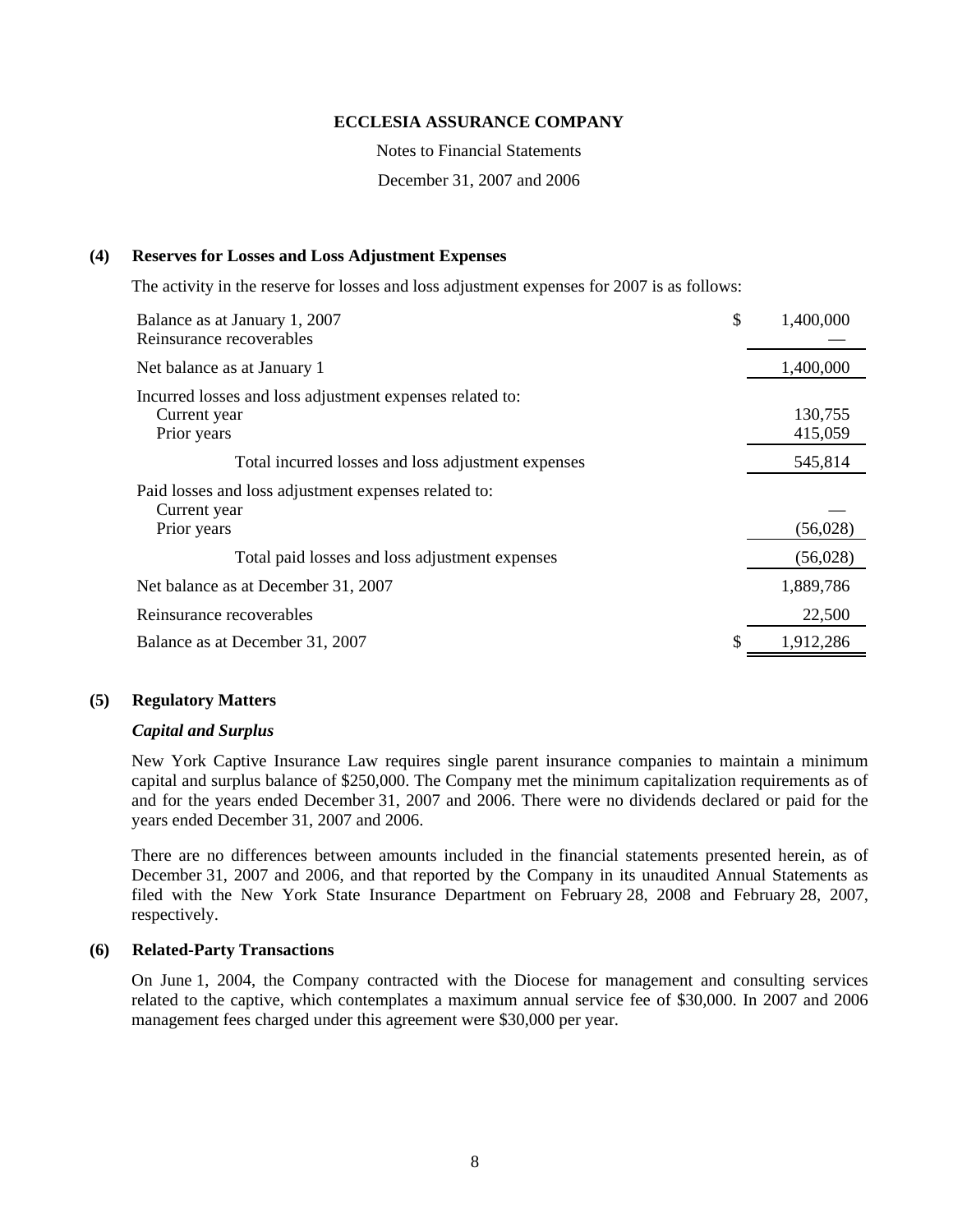**ECCLESIA ASSURANCE COMPANY**

Notes to Financial Statements

December 31, 2007 and 2006

### (4) Reserves for Losses and Loss Adjustment Expenses

The activity in the reserve for losses and loss adjustment expenses for 2007 is as follows:

| | | |
|---|---|---|
| Balance as at January 1, 2007 | $ | 1,400,000 |
| Reinsurance recoverables | | — |
| Net balance as at January 1 | | 1,400,000 |
| Incurred losses and loss adjustment expenses related to: | | |
| Current year | | 130,755 |
| Prior years | | 415,059 |
| Total incurred losses and loss adjustment expenses | | 545,814 |
| Paid losses and loss adjustment expenses related to: | | |
| Current year | | — |
| Prior years | | (56,028) |
| Total paid losses and loss adjustment expenses | | (56,028) |
| Net balance as at December 31, 2007 | | 1,889,786 |
| Reinsurance recoverables | | 22,500 |
| Balance as at December 31, 2007 | $ | 1,912,286 |

### (5) Regulatory Matters

***Capital and Surplus***

New York Captive Insurance Law requires single parent insurance companies to maintain a minimum capital and surplus balance of $250,000. The Company met the minimum capitalization requirements as of and for the years ended December 31, 2007 and 2006. There were no dividends declared or paid for the years ended December 31, 2007 and 2006.

There are no differences between amounts included in the financial statements presented herein, as of December 31, 2007 and 2006, and that reported by the Company in its unaudited Annual Statements as filed with the New York State Insurance Department on February 28, 2008 and February 28, 2007, respectively.

### (6) Related-Party Transactions

On June 1, 2004, the Company contracted with the Diocese for management and consulting services related to the captive, which contemplates a maximum annual service fee of $30,000. In 2007 and 2006 management fees charged under this agreement were $30,000 per year.